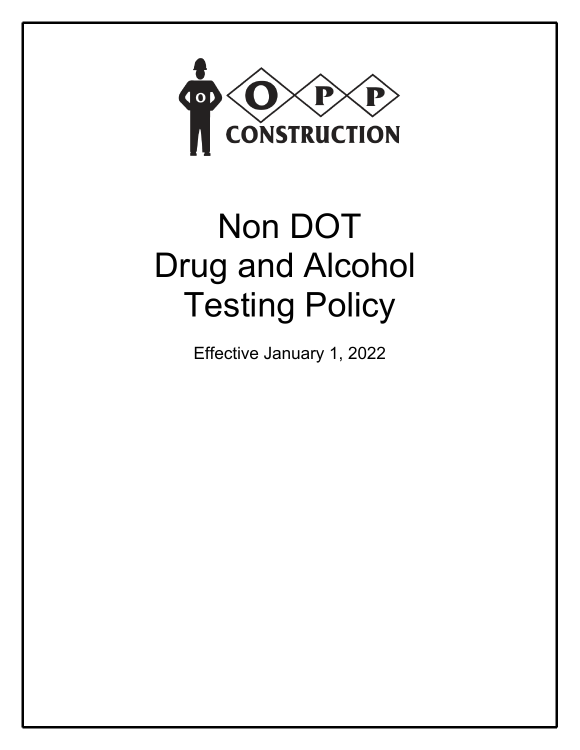OPP CONSTRUCTION

# Non DOT Drug and Alcohol Testing Policy

Effective January 1, 2022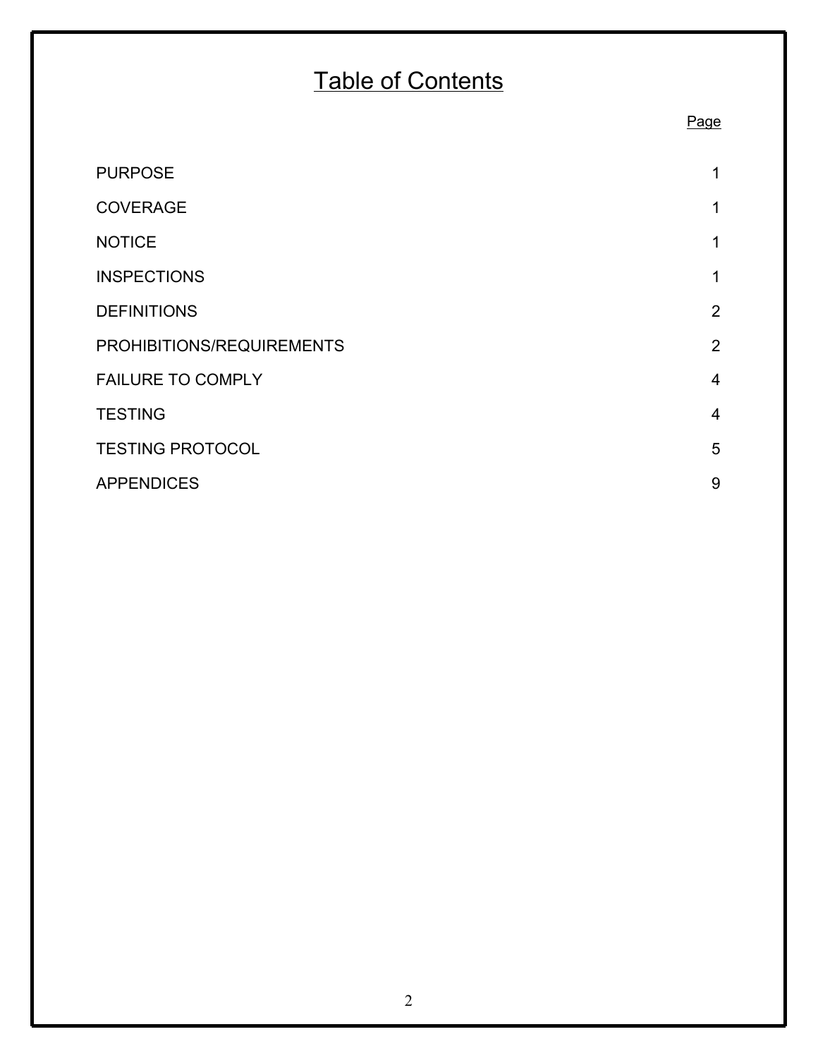# Table of Contents

| | Page |
|---|---|
| PURPOSE | 1 |
| COVERAGE | 1 |
| NOTICE | 1 |
| INSPECTIONS | 1 |
| DEFINITIONS | 2 |
| PROHIBITIONS/REQUIREMENTS | 2 |
| FAILURE TO COMPLY | 4 |
| TESTING | 4 |
| TESTING PROTOCOL | 5 |
| APPENDICES | 9 |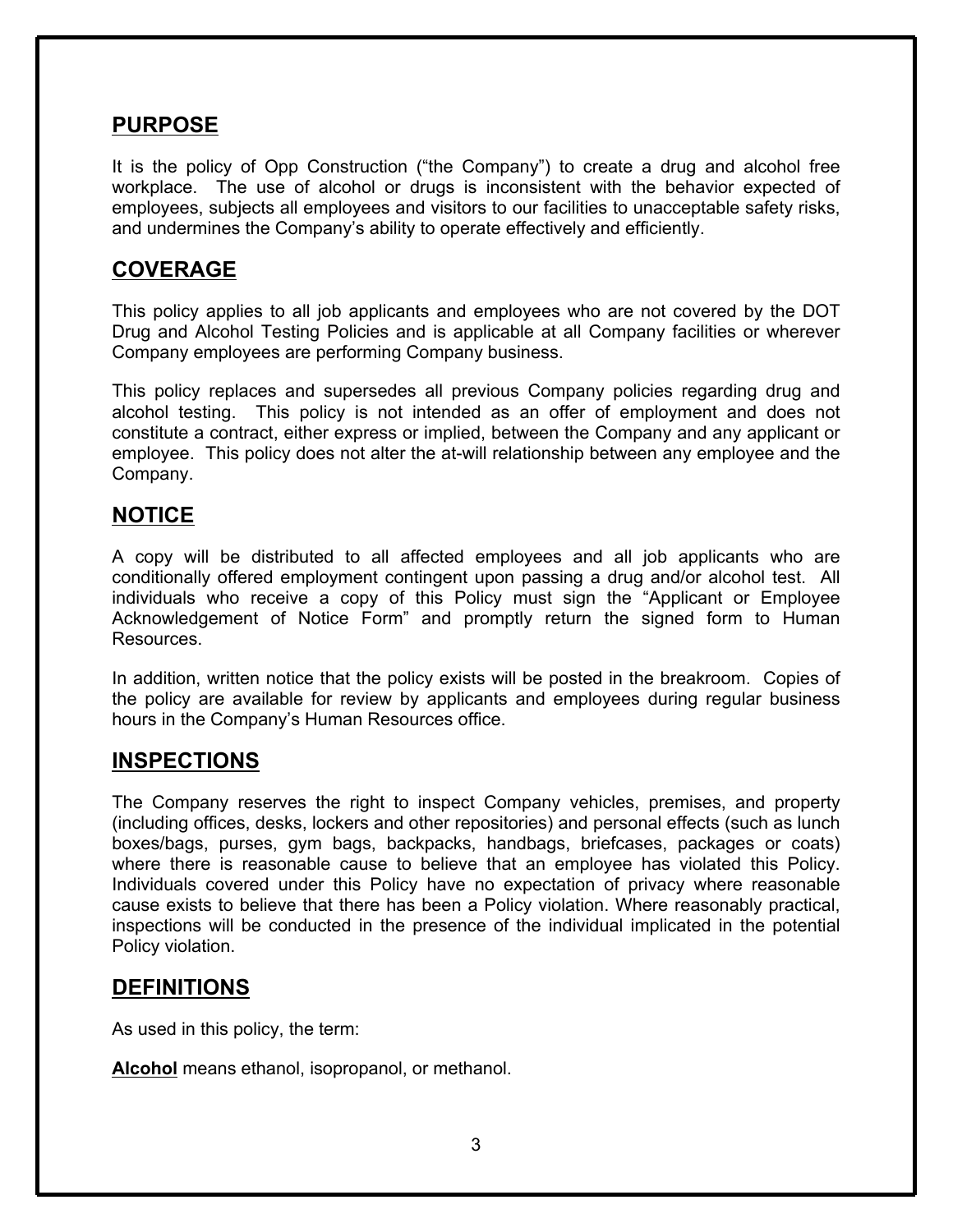## PURPOSE

It is the policy of Opp Construction ("the Company") to create a drug and alcohol free workplace. The use of alcohol or drugs is inconsistent with the behavior expected of employees, subjects all employees and visitors to our facilities to unacceptable safety risks, and undermines the Company's ability to operate effectively and efficiently.

## COVERAGE

This policy applies to all job applicants and employees who are not covered by the DOT Drug and Alcohol Testing Policies and is applicable at all Company facilities or wherever Company employees are performing Company business.

This policy replaces and supersedes all previous Company policies regarding drug and alcohol testing. This policy is not intended as an offer of employment and does not constitute a contract, either express or implied, between the Company and any applicant or employee. This policy does not alter the at-will relationship between any employee and the Company.

## NOTICE

A copy will be distributed to all affected employees and all job applicants who are conditionally offered employment contingent upon passing a drug and/or alcohol test. All individuals who receive a copy of this Policy must sign the "Applicant or Employee Acknowledgement of Notice Form" and promptly return the signed form to Human Resources.

In addition, written notice that the policy exists will be posted in the breakroom. Copies of the policy are available for review by applicants and employees during regular business hours in the Company's Human Resources office.

## INSPECTIONS

The Company reserves the right to inspect Company vehicles, premises, and property (including offices, desks, lockers and other repositories) and personal effects (such as lunch boxes/bags, purses, gym bags, backpacks, handbags, briefcases, packages or coats) where there is reasonable cause to believe that an employee has violated this Policy. Individuals covered under this Policy have no expectation of privacy where reasonable cause exists to believe that there has been a Policy violation. Where reasonably practical, inspections will be conducted in the presence of the individual implicated in the potential Policy violation.

## DEFINITIONS

As used in this policy, the term:

**Alcohol** means ethanol, isopropanol, or methanol.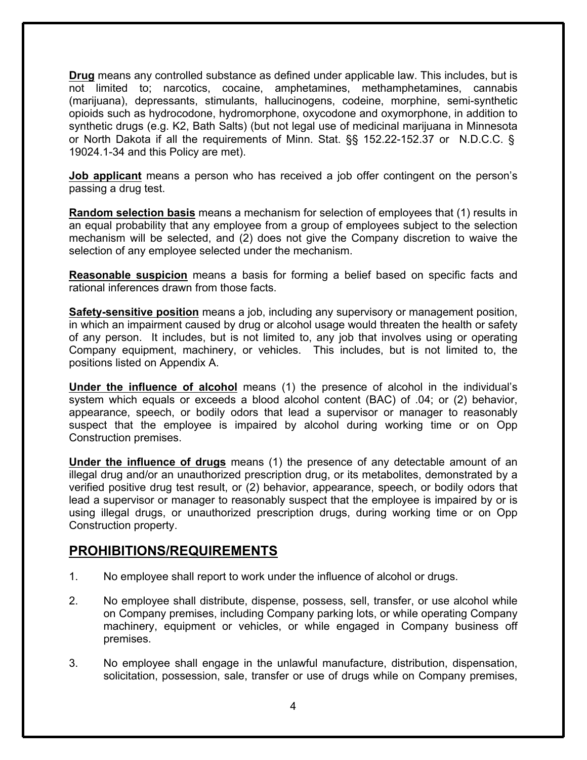**Drug** means any controlled substance as defined under applicable law. This includes, but is not limited to; narcotics, cocaine, amphetamines, methamphetamines, cannabis (marijuana), depressants, stimulants, hallucinogens, codeine, morphine, semi-synthetic opioids such as hydrocodone, hydromorphone, oxycodone and oxymorphone, in addition to synthetic drugs (e.g. K2, Bath Salts) (but not legal use of medicinal marijuana in Minnesota or North Dakota if all the requirements of Minn. Stat. §§ 152.22-152.37 or N.D.C.C. § 19024.1-34 and this Policy are met).

**Job applicant** means a person who has received a job offer contingent on the person's passing a drug test.

**Random selection basis** means a mechanism for selection of employees that (1) results in an equal probability that any employee from a group of employees subject to the selection mechanism will be selected, and (2) does not give the Company discretion to waive the selection of any employee selected under the mechanism.

**Reasonable suspicion** means a basis for forming a belief based on specific facts and rational inferences drawn from those facts.

**Safety-sensitive position** means a job, including any supervisory or management position, in which an impairment caused by drug or alcohol usage would threaten the health or safety of any person. It includes, but is not limited to, any job that involves using or operating Company equipment, machinery, or vehicles. This includes, but is not limited to, the positions listed on Appendix A.

**Under the influence of alcohol** means (1) the presence of alcohol in the individual's system which equals or exceeds a blood alcohol content (BAC) of .04; or (2) behavior, appearance, speech, or bodily odors that lead a supervisor or manager to reasonably suspect that the employee is impaired by alcohol during working time or on Opp Construction premises.

**Under the influence of drugs** means (1) the presence of any detectable amount of an illegal drug and/or an unauthorized prescription drug, or its metabolites, demonstrated by a verified positive drug test result, or (2) behavior, appearance, speech, or bodily odors that lead a supervisor or manager to reasonably suspect that the employee is impaired by or is using illegal drugs, or unauthorized prescription drugs, during working time or on Opp Construction property.

## PROHIBITIONS/REQUIREMENTS

1. No employee shall report to work under the influence of alcohol or drugs.

2. No employee shall distribute, dispense, possess, sell, transfer, or use alcohol while on Company premises, including Company parking lots, or while operating Company machinery, equipment or vehicles, or while engaged in Company business off premises.

3. No employee shall engage in the unlawful manufacture, distribution, dispensation, solicitation, possession, sale, transfer or use of drugs while on Company premises,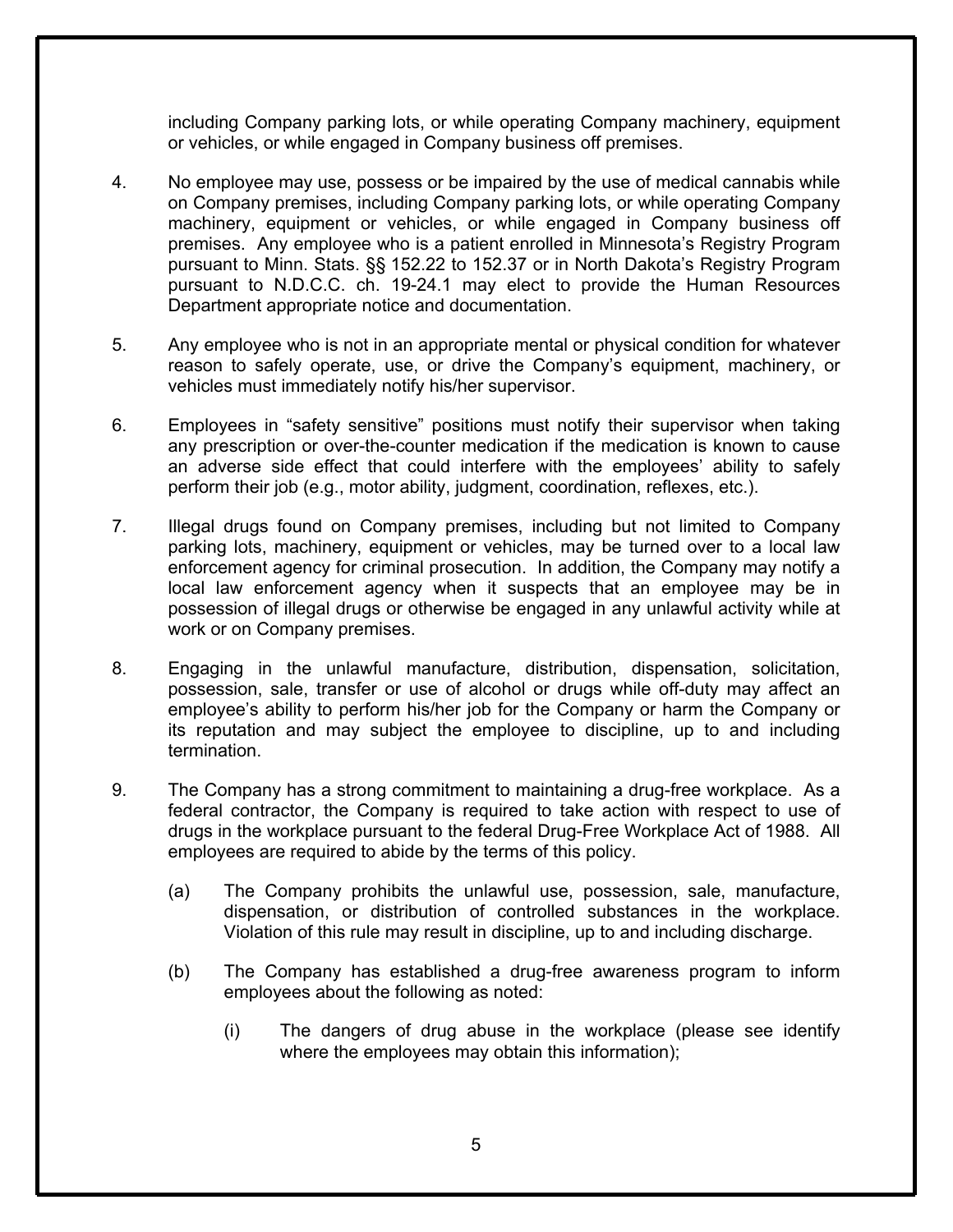including Company parking lots, or while operating Company machinery, equipment or vehicles, or while engaged in Company business off premises.

4. No employee may use, possess or be impaired by the use of medical cannabis while on Company premises, including Company parking lots, or while operating Company machinery, equipment or vehicles, or while engaged in Company business off premises. Any employee who is a patient enrolled in Minnesota's Registry Program pursuant to Minn. Stats. §§ 152.22 to 152.37 or in North Dakota's Registry Program pursuant to N.D.C.C. ch. 19-24.1 may elect to provide the Human Resources Department appropriate notice and documentation.

5. Any employee who is not in an appropriate mental or physical condition for whatever reason to safely operate, use, or drive the Company's equipment, machinery, or vehicles must immediately notify his/her supervisor.

6. Employees in "safety sensitive" positions must notify their supervisor when taking any prescription or over-the-counter medication if the medication is known to cause an adverse side effect that could interfere with the employees' ability to safely perform their job (e.g., motor ability, judgment, coordination, reflexes, etc.).

7. Illegal drugs found on Company premises, including but not limited to Company parking lots, machinery, equipment or vehicles, may be turned over to a local law enforcement agency for criminal prosecution. In addition, the Company may notify a local law enforcement agency when it suspects that an employee may be in possession of illegal drugs or otherwise be engaged in any unlawful activity while at work or on Company premises.

8. Engaging in the unlawful manufacture, distribution, dispensation, solicitation, possession, sale, transfer or use of alcohol or drugs while off-duty may affect an employee's ability to perform his/her job for the Company or harm the Company or its reputation and may subject the employee to discipline, up to and including termination.

9. The Company has a strong commitment to maintaining a drug-free workplace. As a federal contractor, the Company is required to take action with respect to use of drugs in the workplace pursuant to the federal Drug-Free Workplace Act of 1988. All employees are required to abide by the terms of this policy.

   (a) The Company prohibits the unlawful use, possession, sale, manufacture, dispensation, or distribution of controlled substances in the workplace. Violation of this rule may result in discipline, up to and including discharge.

   (b) The Company has established a drug-free awareness program to inform employees about the following as noted:

      (i) The dangers of drug abuse in the workplace (please see identify where the employees may obtain this information);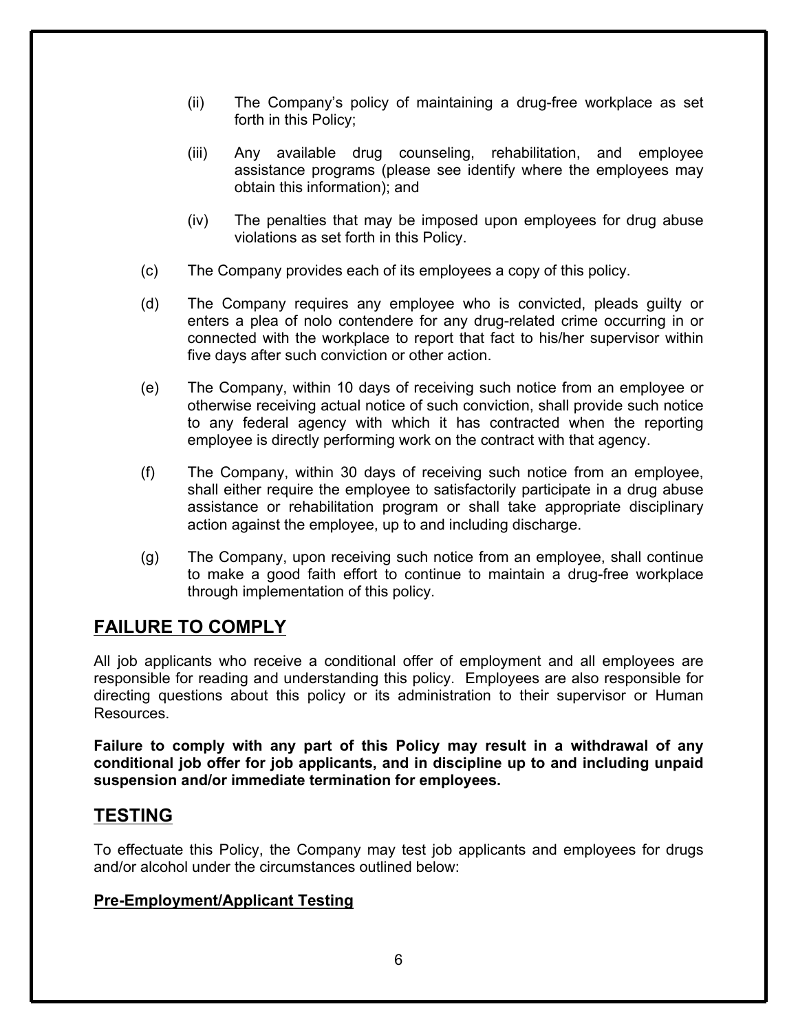(ii) The Company's policy of maintaining a drug-free workplace as set forth in this Policy;

(iii) Any available drug counseling, rehabilitation, and employee assistance programs (please see identify where the employees may obtain this information); and

(iv) The penalties that may be imposed upon employees for drug abuse violations as set forth in this Policy.

(c) The Company provides each of its employees a copy of this policy.

(d) The Company requires any employee who is convicted, pleads guilty or enters a plea of nolo contendere for any drug-related crime occurring in or connected with the workplace to report that fact to his/her supervisor within five days after such conviction or other action.

(e) The Company, within 10 days of receiving such notice from an employee or otherwise receiving actual notice of such conviction, shall provide such notice to any federal agency with which it has contracted when the reporting employee is directly performing work on the contract with that agency.

(f) The Company, within 30 days of receiving such notice from an employee, shall either require the employee to satisfactorily participate in a drug abuse assistance or rehabilitation program or shall take appropriate disciplinary action against the employee, up to and including discharge.

(g) The Company, upon receiving such notice from an employee, shall continue to make a good faith effort to continue to maintain a drug-free workplace through implementation of this policy.

## FAILURE TO COMPLY

All job applicants who receive a conditional offer of employment and all employees are responsible for reading and understanding this policy. Employees are also responsible for directing questions about this policy or its administration to their supervisor or Human Resources.

**Failure to comply with any part of this Policy may result in a withdrawal of any conditional job offer for job applicants, and in discipline up to and including unpaid suspension and/or immediate termination for employees.**

## TESTING

To effectuate this Policy, the Company may test job applicants and employees for drugs and/or alcohol under the circumstances outlined below:

### Pre-Employment/Applicant Testing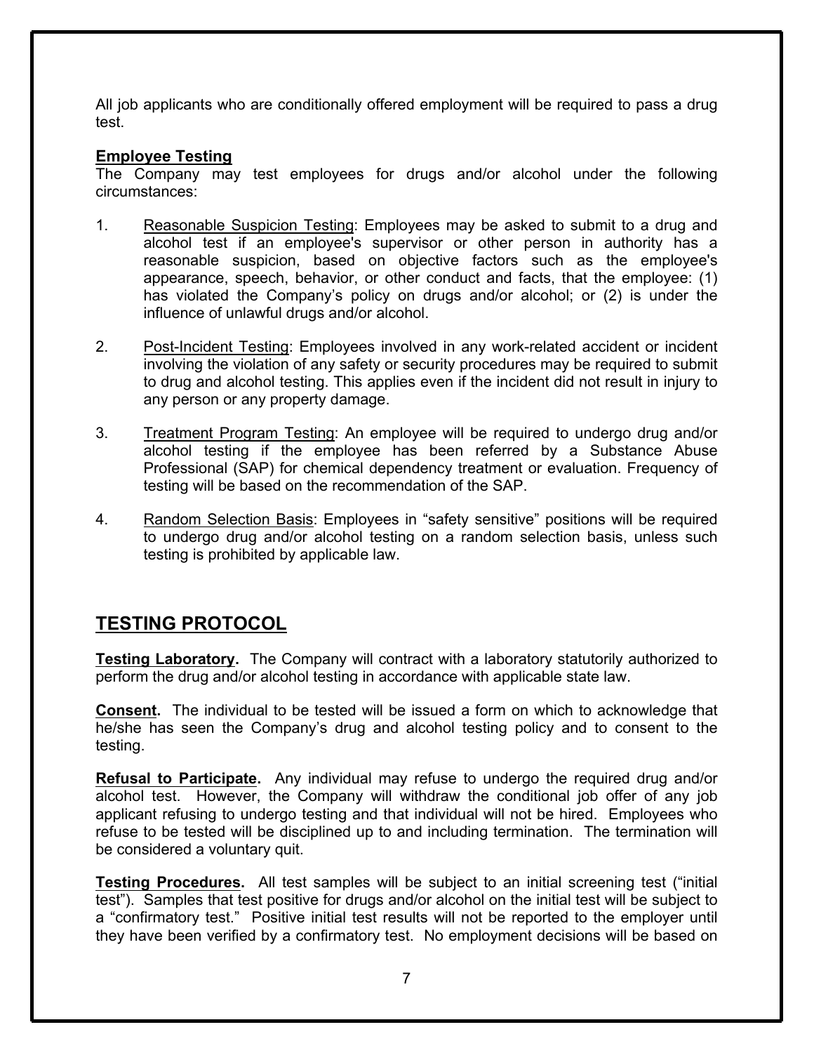All job applicants who are conditionally offered employment will be required to pass a drug test.

**Employee Testing**

The Company may test employees for drugs and/or alcohol under the following circumstances:

1. Reasonable Suspicion Testing: Employees may be asked to submit to a drug and alcohol test if an employee's supervisor or other person in authority has a reasonable suspicion, based on objective factors such as the employee's appearance, speech, behavior, or other conduct and facts, that the employee: (1) has violated the Company's policy on drugs and/or alcohol; or (2) is under the influence of unlawful drugs and/or alcohol.

2. Post-Incident Testing: Employees involved in any work-related accident or incident involving the violation of any safety or security procedures may be required to submit to drug and alcohol testing. This applies even if the incident did not result in injury to any person or any property damage.

3. Treatment Program Testing: An employee will be required to undergo drug and/or alcohol testing if the employee has been referred by a Substance Abuse Professional (SAP) for chemical dependency treatment or evaluation. Frequency of testing will be based on the recommendation of the SAP.

4. Random Selection Basis: Employees in "safety sensitive" positions will be required to undergo drug and/or alcohol testing on a random selection basis, unless such testing is prohibited by applicable law.

## TESTING PROTOCOL

**Testing Laboratory.** The Company will contract with a laboratory statutorily authorized to perform the drug and/or alcohol testing in accordance with applicable state law.

**Consent.** The individual to be tested will be issued a form on which to acknowledge that he/she has seen the Company's drug and alcohol testing policy and to consent to the testing.

**Refusal to Participate.** Any individual may refuse to undergo the required drug and/or alcohol test. However, the Company will withdraw the conditional job offer of any job applicant refusing to undergo testing and that individual will not be hired. Employees who refuse to be tested will be disciplined up to and including termination. The termination will be considered a voluntary quit.

**Testing Procedures.** All test samples will be subject to an initial screening test ("initial test"). Samples that test positive for drugs and/or alcohol on the initial test will be subject to a "confirmatory test." Positive initial test results will not be reported to the employer until they have been verified by a confirmatory test. No employment decisions will be based on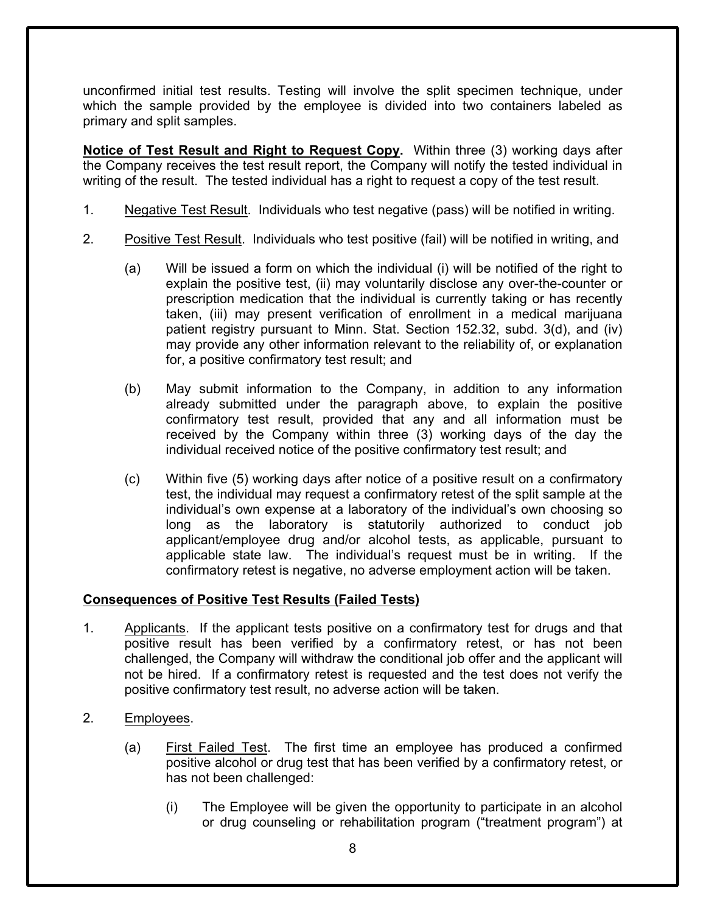unconfirmed initial test results. Testing will involve the split specimen technique, under which the sample provided by the employee is divided into two containers labeled as primary and split samples.

**Notice of Test Result and Right to Request Copy.** Within three (3) working days after the Company receives the test result report, the Company will notify the tested individual in writing of the result. The tested individual has a right to request a copy of the test result.

1. Negative Test Result. Individuals who test negative (pass) will be notified in writing.

2. Positive Test Result. Individuals who test positive (fail) will be notified in writing, and

   (a) Will be issued a form on which the individual (i) will be notified of the right to explain the positive test, (ii) may voluntarily disclose any over-the-counter or prescription medication that the individual is currently taking or has recently taken, (iii) may present verification of enrollment in a medical marijuana patient registry pursuant to Minn. Stat. Section 152.32, subd. 3(d), and (iv) may provide any other information relevant to the reliability of, or explanation for, a positive confirmatory test result; and

   (b) May submit information to the Company, in addition to any information already submitted under the paragraph above, to explain the positive confirmatory test result, provided that any and all information must be received by the Company within three (3) working days of the day the individual received notice of the positive confirmatory test result; and

   (c) Within five (5) working days after notice of a positive result on a confirmatory test, the individual may request a confirmatory retest of the split sample at the individual's own expense at a laboratory of the individual's own choosing so long as the laboratory is statutorily authorized to conduct job applicant/employee drug and/or alcohol tests, as applicable, pursuant to applicable state law. The individual's request must be in writing. If the confirmatory retest is negative, no adverse employment action will be taken.

**Consequences of Positive Test Results (Failed Tests)**

1. Applicants. If the applicant tests positive on a confirmatory test for drugs and that positive result has been verified by a confirmatory retest, or has not been challenged, the Company will withdraw the conditional job offer and the applicant will not be hired. If a confirmatory retest is requested and the test does not verify the positive confirmatory test result, no adverse action will be taken.

2. Employees.

   (a) First Failed Test. The first time an employee has produced a confirmed positive alcohol or drug test that has been verified by a confirmatory retest, or has not been challenged:

      (i) The Employee will be given the opportunity to participate in an alcohol or drug counseling or rehabilitation program ("treatment program") at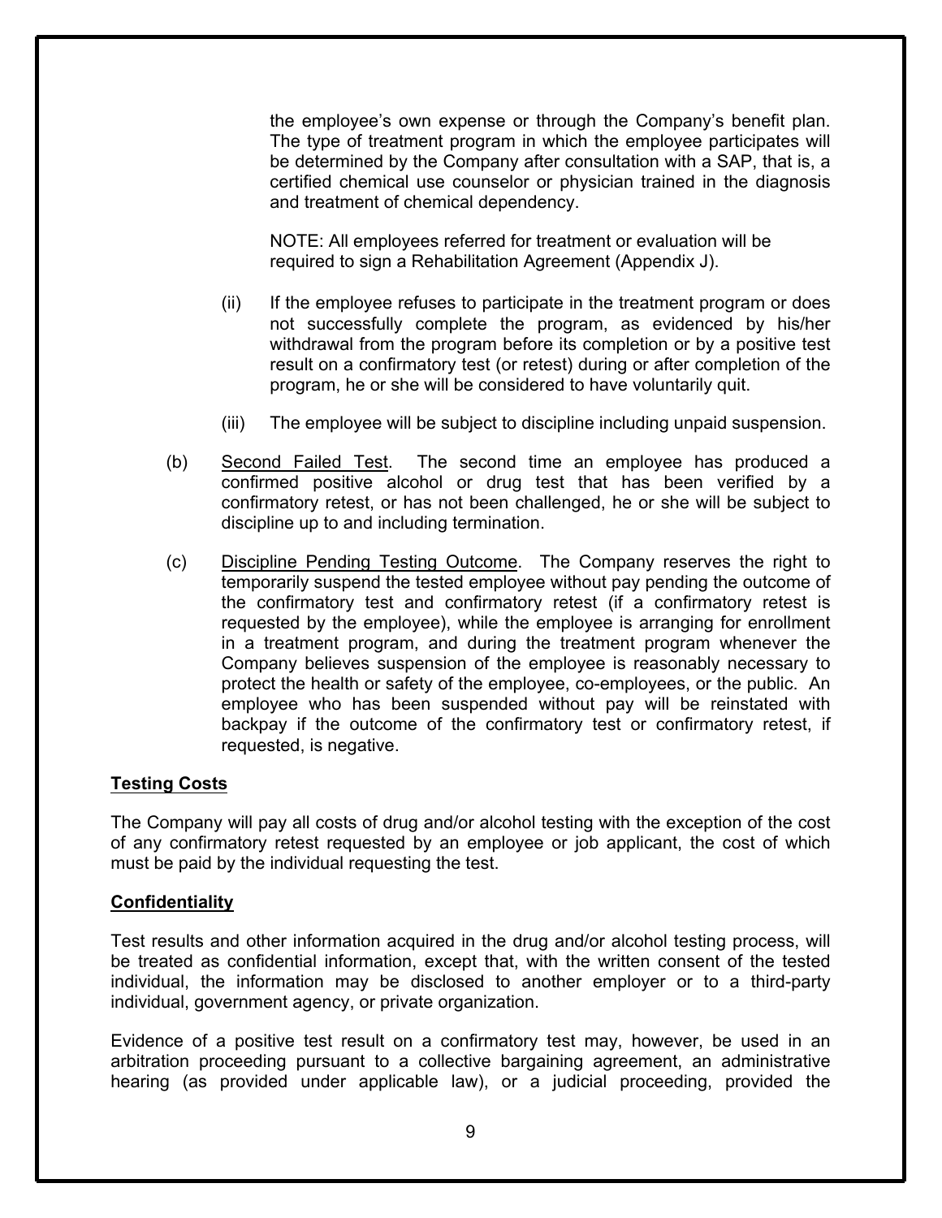the employee's own expense or through the Company's benefit plan. The type of treatment program in which the employee participates will be determined by the Company after consultation with a SAP, that is, a certified chemical use counselor or physician trained in the diagnosis and treatment of chemical dependency.

NOTE: All employees referred for treatment or evaluation will be required to sign a Rehabilitation Agreement (Appendix J).

(ii) If the employee refuses to participate in the treatment program or does not successfully complete the program, as evidenced by his/her withdrawal from the program before its completion or by a positive test result on a confirmatory test (or retest) during or after completion of the program, he or she will be considered to have voluntarily quit.

(iii) The employee will be subject to discipline including unpaid suspension.

(b) Second Failed Test. The second time an employee has produced a confirmed positive alcohol or drug test that has been verified by a confirmatory retest, or has not been challenged, he or she will be subject to discipline up to and including termination.

(c) Discipline Pending Testing Outcome. The Company reserves the right to temporarily suspend the tested employee without pay pending the outcome of the confirmatory test and confirmatory retest (if a confirmatory retest is requested by the employee), while the employee is arranging for enrollment in a treatment program, and during the treatment program whenever the Company believes suspension of the employee is reasonably necessary to protect the health or safety of the employee, co-employees, or the public. An employee who has been suspended without pay will be reinstated with backpay if the outcome of the confirmatory test or confirmatory retest, if requested, is negative.

**Testing Costs**

The Company will pay all costs of drug and/or alcohol testing with the exception of the cost of any confirmatory retest requested by an employee or job applicant, the cost of which must be paid by the individual requesting the test.

**Confidentiality**

Test results and other information acquired in the drug and/or alcohol testing process, will be treated as confidential information, except that, with the written consent of the tested individual, the information may be disclosed to another employer or to a third-party individual, government agency, or private organization.

Evidence of a positive test result on a confirmatory test may, however, be used in an arbitration proceeding pursuant to a collective bargaining agreement, an administrative hearing (as provided under applicable law), or a judicial proceeding, provided the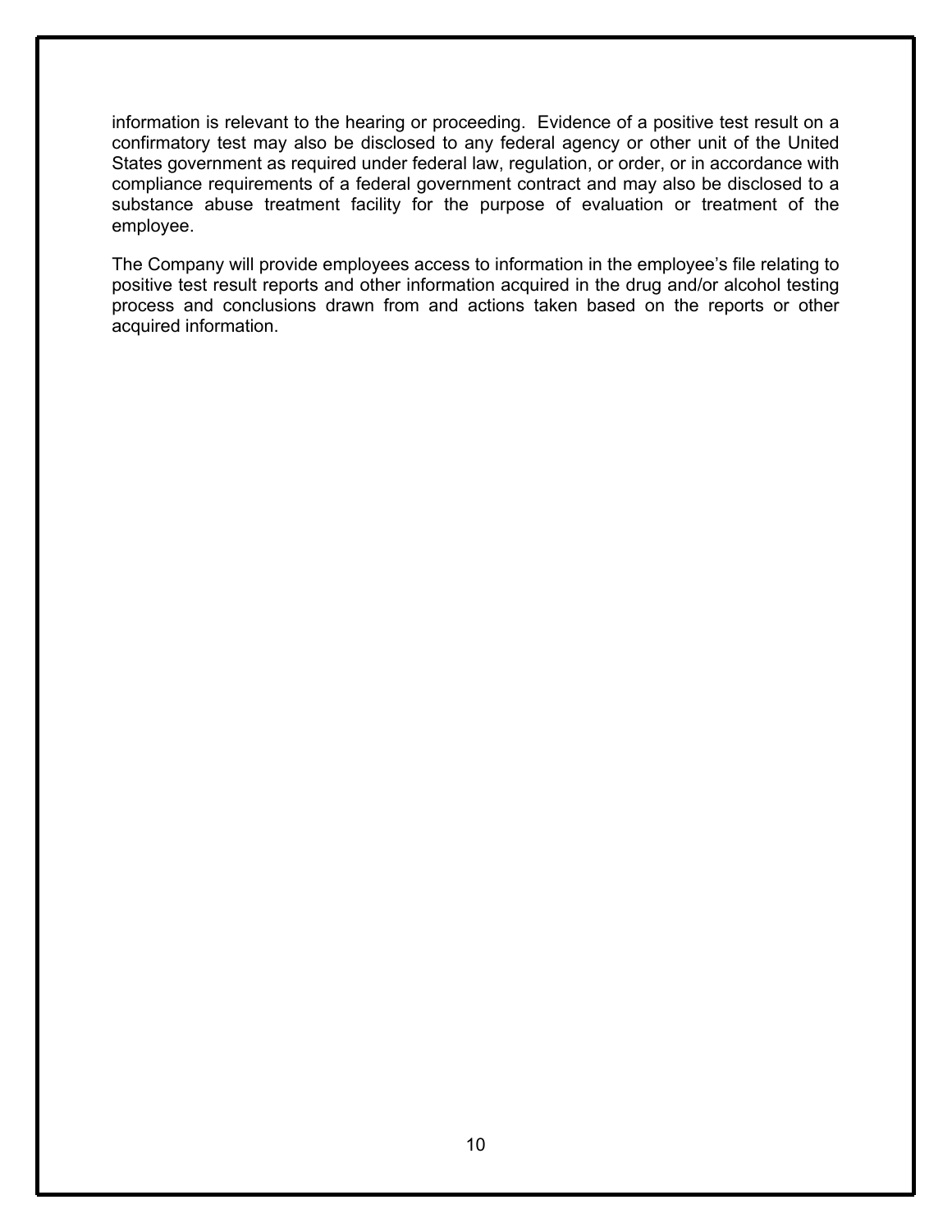information is relevant to the hearing or proceeding. Evidence of a positive test result on a confirmatory test may also be disclosed to any federal agency or other unit of the United States government as required under federal law, regulation, or order, or in accordance with compliance requirements of a federal government contract and may also be disclosed to a substance abuse treatment facility for the purpose of evaluation or treatment of the employee.

The Company will provide employees access to information in the employee's file relating to positive test result reports and other information acquired in the drug and/or alcohol testing process and conclusions drawn from and actions taken based on the reports or other acquired information.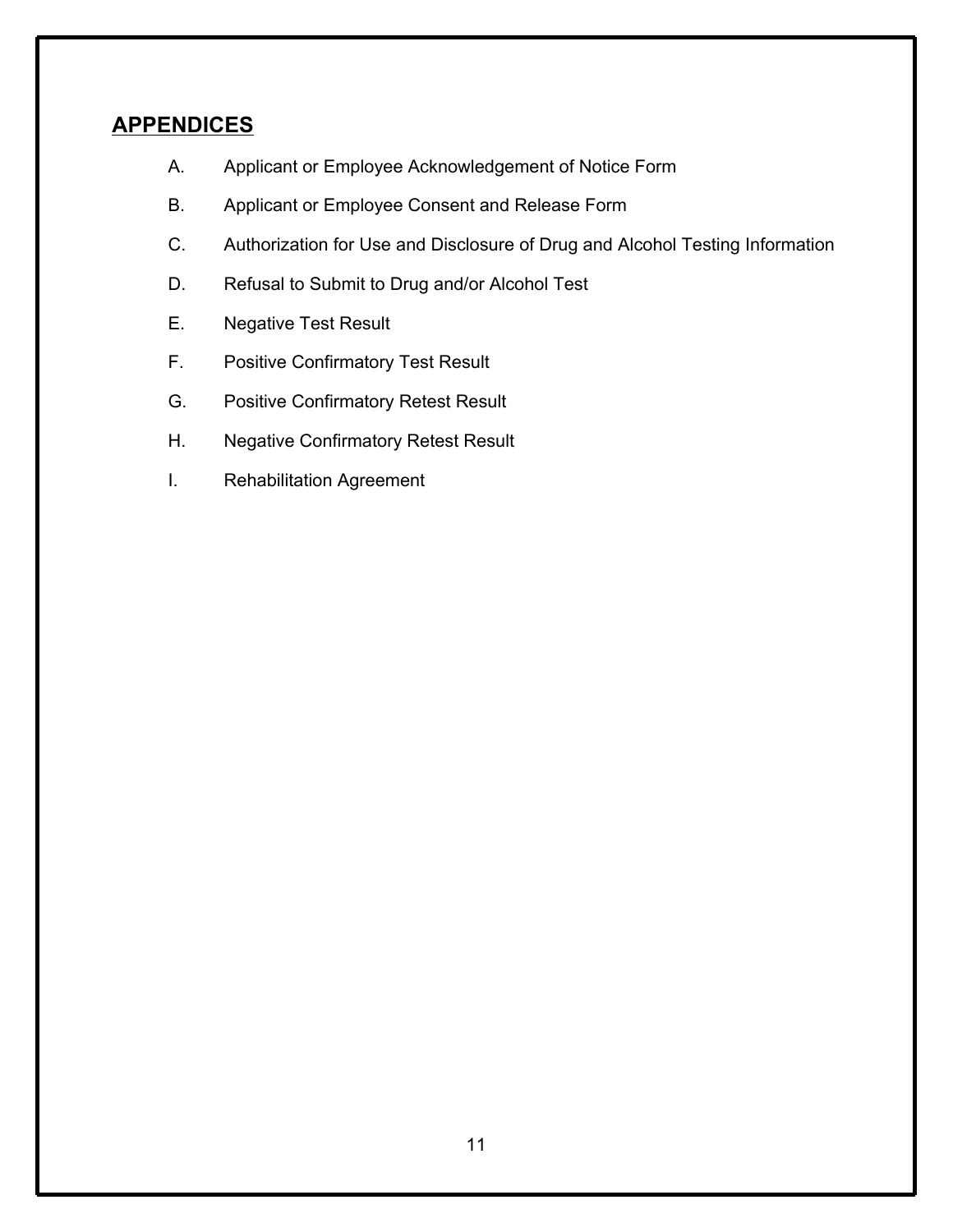## APPENDICES

A. Applicant or Employee Acknowledgement of Notice Form

B. Applicant or Employee Consent and Release Form

C. Authorization for Use and Disclosure of Drug and Alcohol Testing Information

D. Refusal to Submit to Drug and/or Alcohol Test

E. Negative Test Result

F. Positive Confirmatory Test Result

G. Positive Confirmatory Retest Result

H. Negative Confirmatory Retest Result

I. Rehabilitation Agreement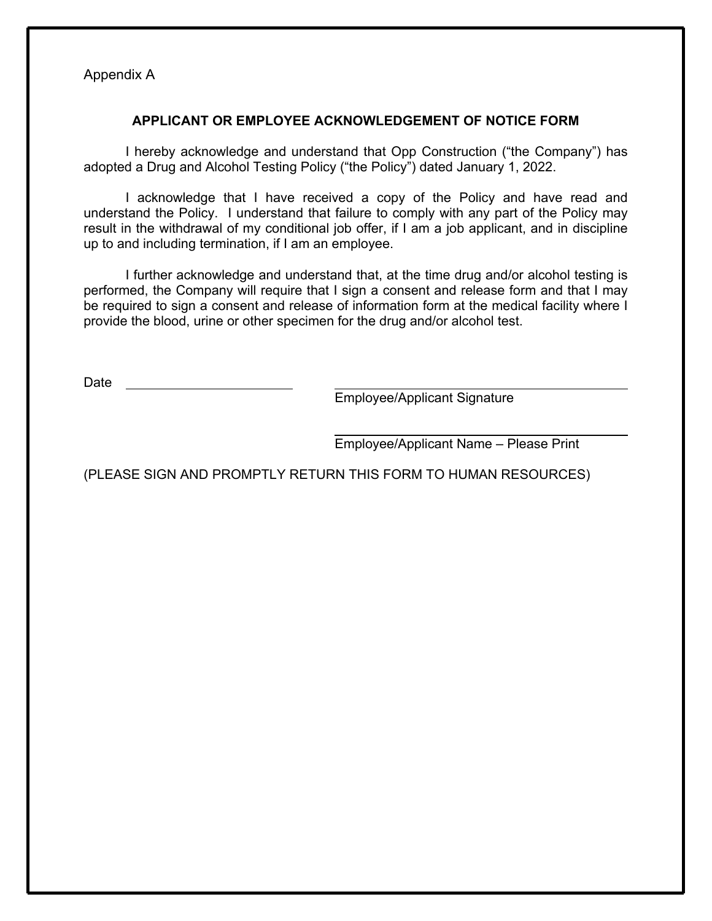Appendix A

## APPLICANT OR EMPLOYEE ACKNOWLEDGEMENT OF NOTICE FORM

I hereby acknowledge and understand that Opp Construction ("the Company") has adopted a Drug and Alcohol Testing Policy ("the Policy") dated January 1, 2022.

I acknowledge that I have received a copy of the Policy and have read and understand the Policy. I understand that failure to comply with any part of the Policy may result in the withdrawal of my conditional job offer, if I am a job applicant, and in discipline up to and including termination, if I am an employee.

I further acknowledge and understand that, at the time drug and/or alcohol testing is performed, the Company will require that I sign a consent and release form and that I may be required to sign a consent and release of information form at the medical facility where I provide the blood, urine or other specimen for the drug and/or alcohol test.

Date ______________________

______________________________
Employee/Applicant Signature

______________________________
Employee/Applicant Name – Please Print

(PLEASE SIGN AND PROMPTLY RETURN THIS FORM TO HUMAN RESOURCES)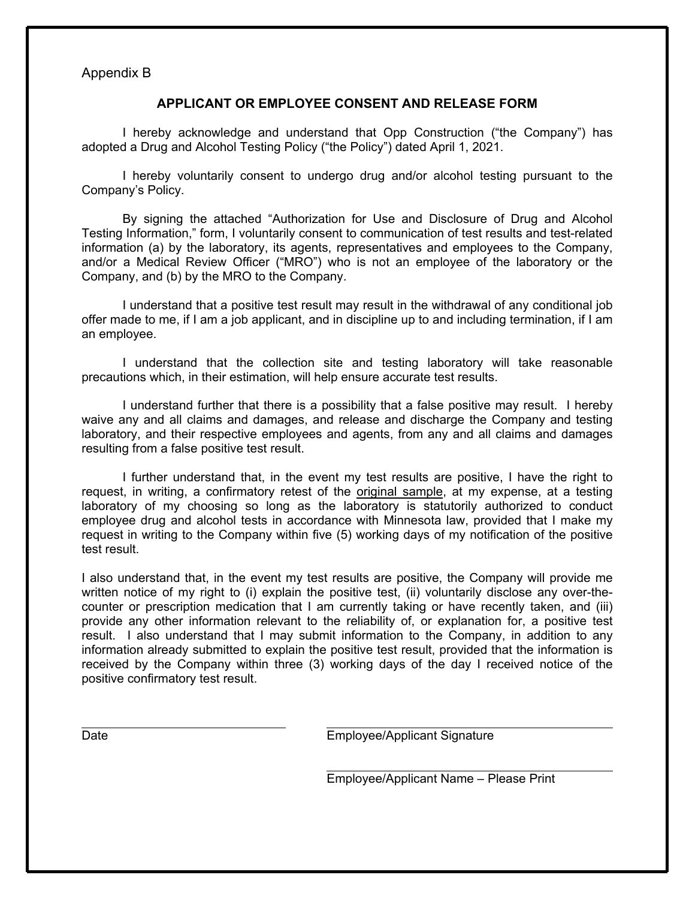Appendix B

## APPLICANT OR EMPLOYEE CONSENT AND RELEASE FORM

I hereby acknowledge and understand that Opp Construction ("the Company") has adopted a Drug and Alcohol Testing Policy ("the Policy") dated April 1, 2021.

I hereby voluntarily consent to undergo drug and/or alcohol testing pursuant to the Company's Policy.

By signing the attached "Authorization for Use and Disclosure of Drug and Alcohol Testing Information," form, I voluntarily consent to communication of test results and test-related information (a) by the laboratory, its agents, representatives and employees to the Company, and/or a Medical Review Officer ("MRO") who is not an employee of the laboratory or the Company, and (b) by the MRO to the Company.

I understand that a positive test result may result in the withdrawal of any conditional job offer made to me, if I am a job applicant, and in discipline up to and including termination, if I am an employee.

I understand that the collection site and testing laboratory will take reasonable precautions which, in their estimation, will help ensure accurate test results.

I understand further that there is a possibility that a false positive may result. I hereby waive any and all claims and damages, and release and discharge the Company and testing laboratory, and their respective employees and agents, from any and all claims and damages resulting from a false positive test result.

I further understand that, in the event my test results are positive, I have the right to request, in writing, a confirmatory retest of the original sample, at my expense, at a testing laboratory of my choosing so long as the laboratory is statutorily authorized to conduct employee drug and alcohol tests in accordance with Minnesota law, provided that I make my request in writing to the Company within five (5) working days of my notification of the positive test result.

I also understand that, in the event my test results are positive, the Company will provide me written notice of my right to (i) explain the positive test, (ii) voluntarily disclose any over-the-counter or prescription medication that I am currently taking or have recently taken, and (iii) provide any other information relevant to the reliability of, or explanation for, a positive test result. I also understand that I may submit information to the Company, in addition to any information already submitted to explain the positive test result, provided that the information is received by the Company within three (3) working days of the day I received notice of the positive confirmatory test result.

\_\_\_\_\_\_\_\_\_\_\_\_\_\_\_\_\_\_\_\_\_\_\_\_\_\_\_\_ \_\_\_\_\_\_\_\_\_\_\_\_\_\_\_\_\_\_\_\_\_\_\_\_\_\_\_\_\_\_\_\_\_\_\_\_\_\_
Date Employee/Applicant Signature

\_\_\_\_\_\_\_\_\_\_\_\_\_\_\_\_\_\_\_\_\_\_\_\_\_\_\_\_\_\_\_\_\_\_\_\_\_\_
Employee/Applicant Name – Please Print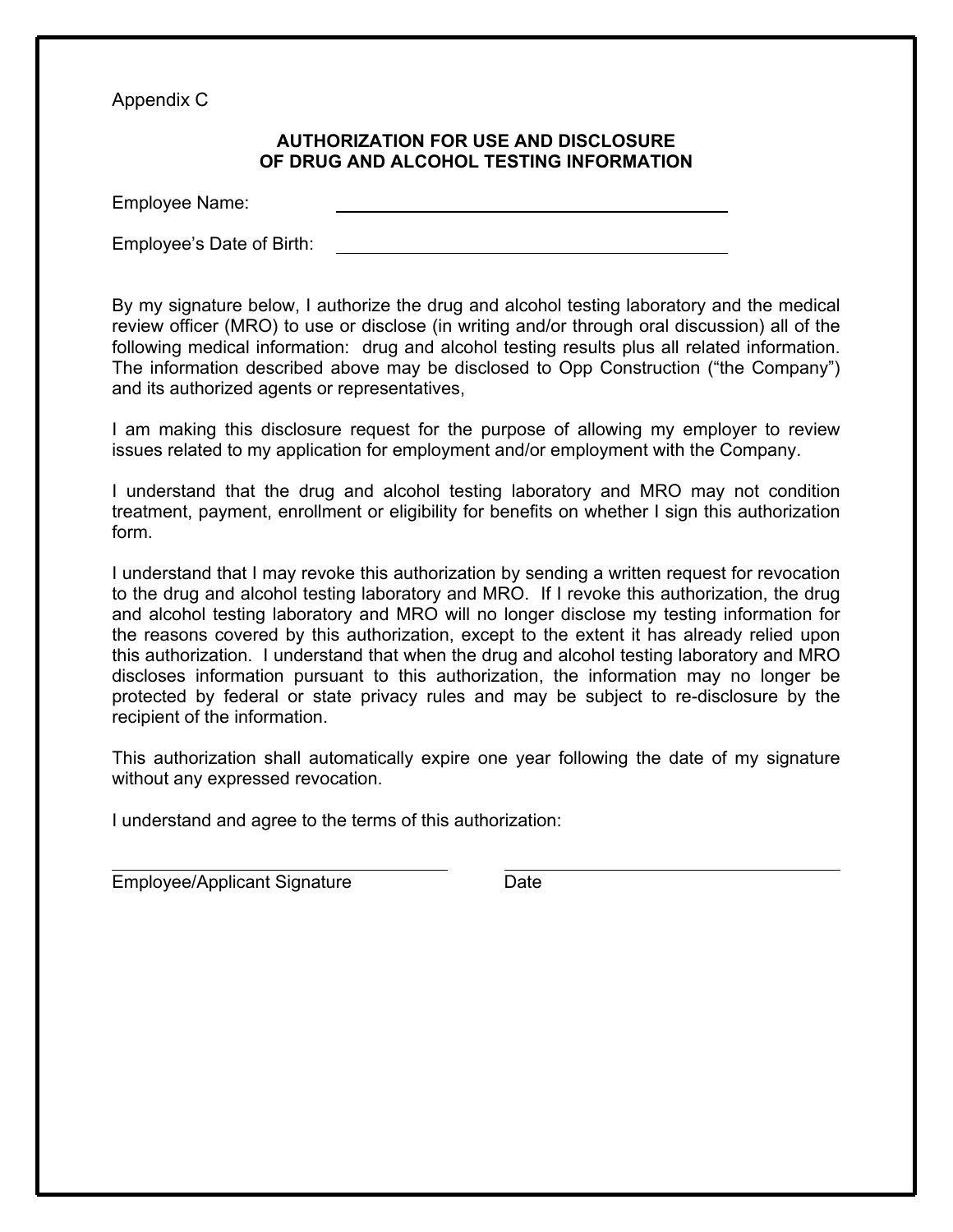Appendix C

## AUTHORIZATION FOR USE AND DISCLOSURE OF DRUG AND ALCOHOL TESTING INFORMATION

Employee Name: \_\_\_\_\_\_\_\_\_\_\_\_\_\_\_\_\_\_\_\_\_\_\_\_\_\_\_\_\_\_\_\_\_\_\_\_\_\_

Employee's Date of Birth: \_\_\_\_\_\_\_\_\_\_\_\_\_\_\_\_\_\_\_\_\_\_\_\_\_\_\_\_\_\_\_\_\_\_\_\_\_\_

By my signature below, I authorize the drug and alcohol testing laboratory and the medical review officer (MRO) to use or disclose (in writing and/or through oral discussion) all of the following medical information: drug and alcohol testing results plus all related information. The information described above may be disclosed to Opp Construction ("the Company") and its authorized agents or representatives,

I am making this disclosure request for the purpose of allowing my employer to review issues related to my application for employment and/or employment with the Company.

I understand that the drug and alcohol testing laboratory and MRO may not condition treatment, payment, enrollment or eligibility for benefits on whether I sign this authorization form.

I understand that I may revoke this authorization by sending a written request for revocation to the drug and alcohol testing laboratory and MRO. If I revoke this authorization, the drug and alcohol testing laboratory and MRO will no longer disclose my testing information for the reasons covered by this authorization, except to the extent it has already relied upon this authorization. I understand that when the drug and alcohol testing laboratory and MRO discloses information pursuant to this authorization, the information may no longer be protected by federal or state privacy rules and may be subject to re-disclosure by the recipient of the information.

This authorization shall automatically expire one year following the date of my signature without any expressed revocation.

I understand and agree to the terms of this authorization:

\_\_\_\_\_\_\_\_\_\_\_\_\_\_\_\_\_\_\_\_\_\_\_\_\_\_\_\_\_\_\_\_\_\_\_\_ \_\_\_\_\_\_\_\_\_\_\_\_\_\_\_\_\_\_\_\_\_\_\_\_\_\_\_\_\_\_\_\_\_\_\_\_

Employee/Applicant Signature Date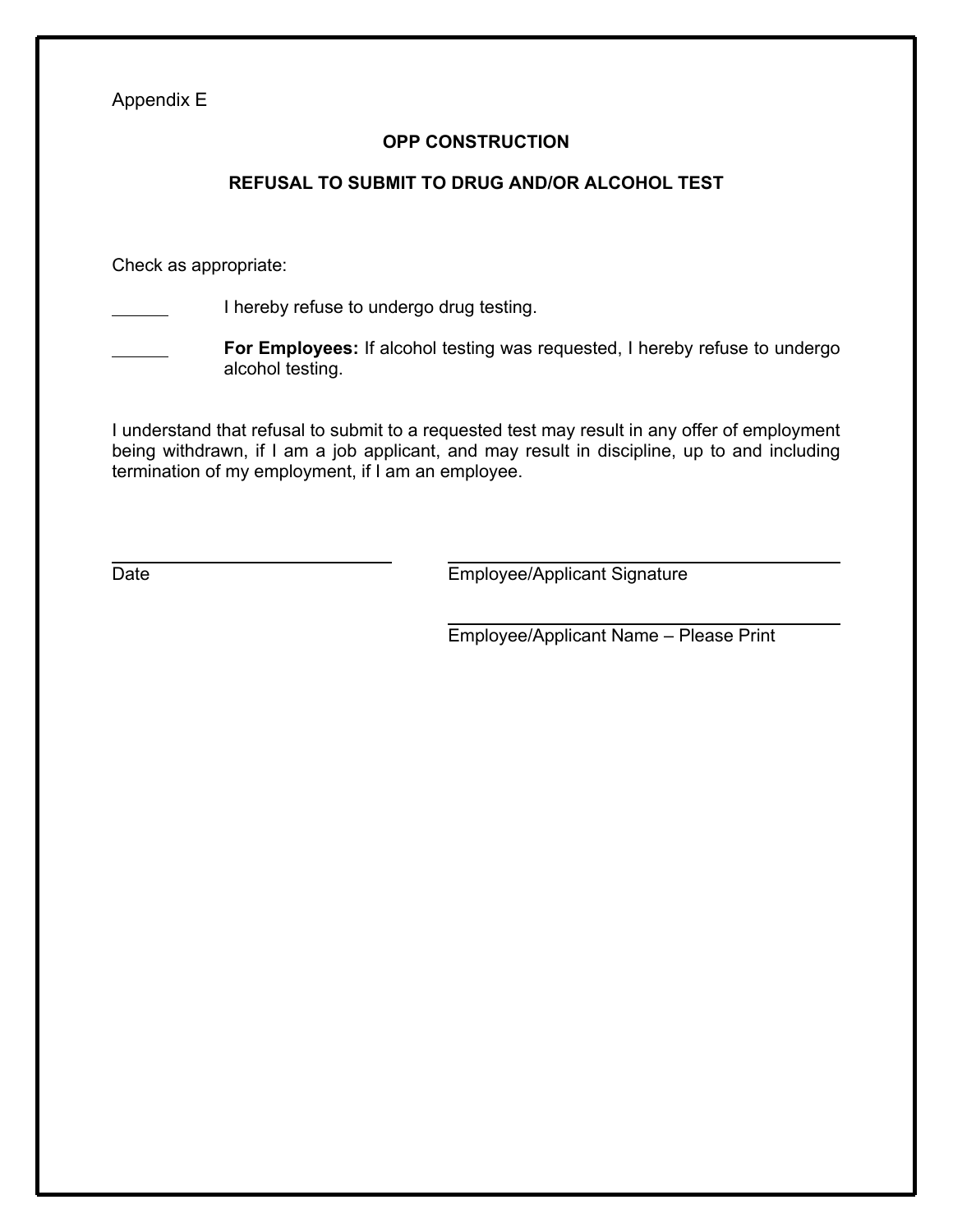Appendix E

**OPP CONSTRUCTION**

**REFUSAL TO SUBMIT TO DRUG AND/OR ALCOHOL TEST**

Check as appropriate:

______ I hereby refuse to undergo drug testing.

______ **For Employees:** If alcohol testing was requested, I hereby refuse to undergo alcohol testing.

I understand that refusal to submit to a requested test may result in any offer of employment being withdrawn, if I am a job applicant, and may result in discipline, up to and including termination of my employment, if I am an employee.

| ______________________________ | ______________________________ |
|---|---|
| Date | Employee/Applicant Signature |
| | ______________________________ |
| | Employee/Applicant Name – Please Print |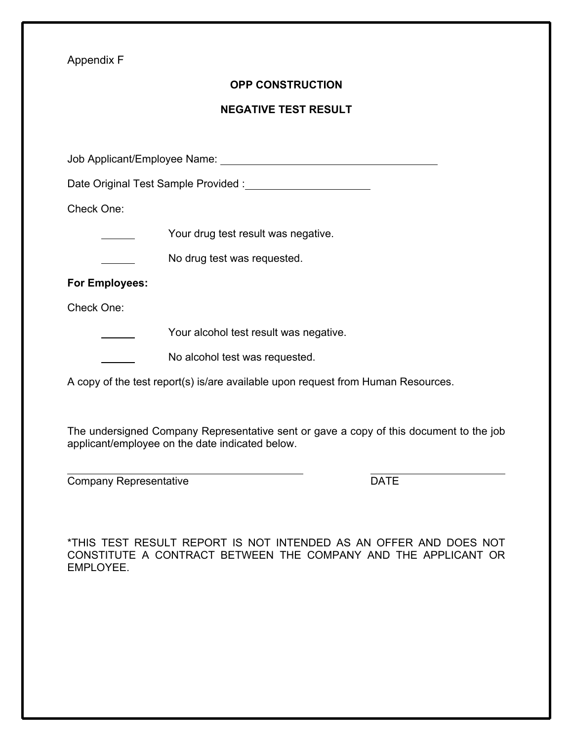Appendix F

**OPP CONSTRUCTION**

**NEGATIVE TEST RESULT**

Job Applicant/Employee Name: ______________________________________

Date Original Test Sample Provided : ______________________

Check One:

______ Your drug test result was negative.

______ No drug test was requested.

**For Employees:**

Check One:

______ Your alcohol test result was negative.

______ No alcohol test was requested.

A copy of the test report(s) is/are available upon request from Human Resources.

The undersigned Company Representative sent or gave a copy of this document to the job applicant/employee on the date indicated below.

_________________________________________ ________________________

Company Representative DATE

*THIS TEST RESULT REPORT IS NOT INTENDED AS AN OFFER AND DOES NOT CONSTITUTE A CONTRACT BETWEEN THE COMPANY AND THE APPLICANT OR EMPLOYEE.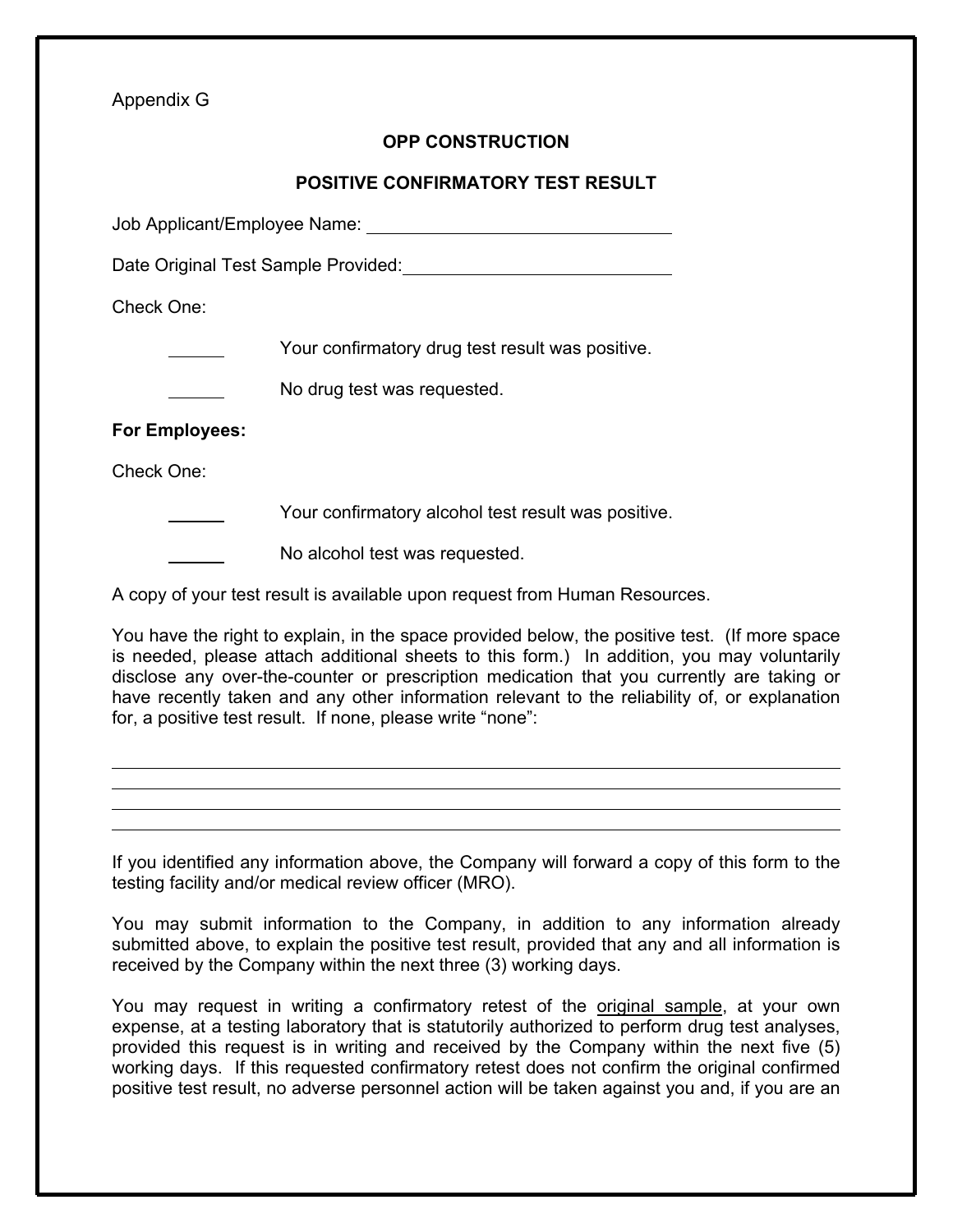Appendix G

**OPP CONSTRUCTION**

**POSITIVE CONFIRMATORY TEST RESULT**

Job Applicant/Employee Name: ______________________________

Date Original Test Sample Provided: ______________________________

Check One:

______ Your confirmatory drug test result was positive.

______ No drug test was requested.

**For Employees:**

Check One:

______ Your confirmatory alcohol test result was positive.

______ No alcohol test was requested.

A copy of your test result is available upon request from Human Resources.

You have the right to explain, in the space provided below, the positive test. (If more space is needed, please attach additional sheets to this form.) In addition, you may voluntarily disclose any over-the-counter or prescription medication that you currently are taking or have recently taken and any other information relevant to the reliability of, or explanation for, a positive test result. If none, please write "none":

______________________________________________________________________

______________________________________________________________________

______________________________________________________________________

______________________________________________________________________

If you identified any information above, the Company will forward a copy of this form to the testing facility and/or medical review officer (MRO).

You may submit information to the Company, in addition to any information already submitted above, to explain the positive test result, provided that any and all information is received by the Company within the next three (3) working days.

You may request in writing a confirmatory retest of the original sample, at your own expense, at a testing laboratory that is statutorily authorized to perform drug test analyses, provided this request is in writing and received by the Company within the next five (5) working days. If this requested confirmatory retest does not confirm the original confirmed positive test result, no adverse personnel action will be taken against you and, if you are an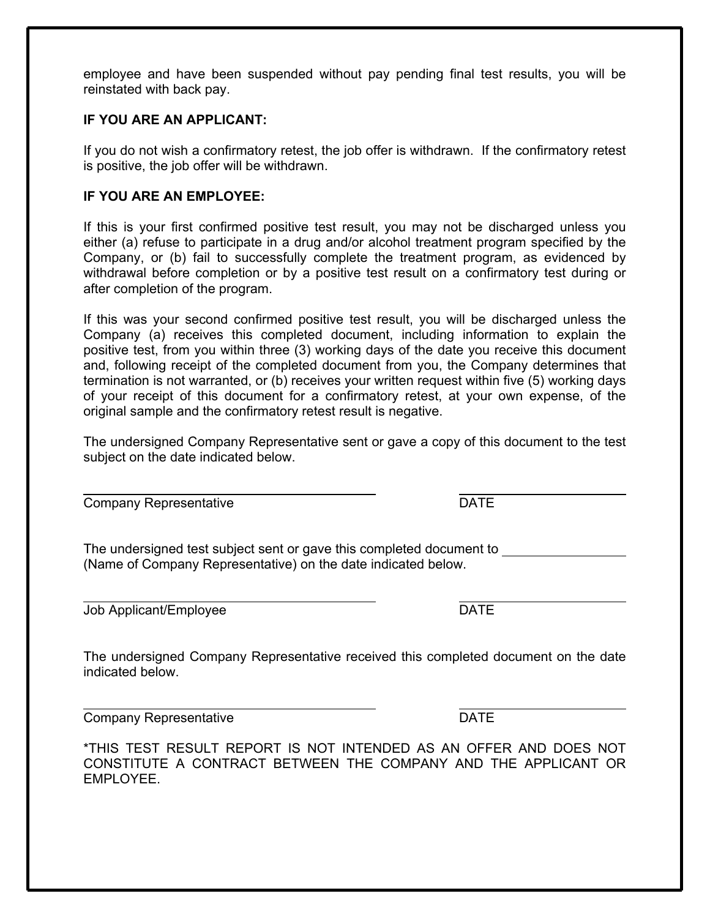employee and have been suspended without pay pending final test results, you will be reinstated with back pay.

**IF YOU ARE AN APPLICANT:**

If you do not wish a confirmatory retest, the job offer is withdrawn. If the confirmatory retest is positive, the job offer will be withdrawn.

**IF YOU ARE AN EMPLOYEE:**

If this is your first confirmed positive test result, you may not be discharged unless you either (a) refuse to participate in a drug and/or alcohol treatment program specified by the Company, or (b) fail to successfully complete the treatment program, as evidenced by withdrawal before completion or by a positive test result on a confirmatory test during or after completion of the program.

If this was your second confirmed positive test result, you will be discharged unless the Company (a) receives this completed document, including information to explain the positive test, from you within three (3) working days of the date you receive this document and, following receipt of the completed document from you, the Company determines that termination is not warranted, or (b) receives your written request within five (5) working days of your receipt of this document for a confirmatory retest, at your own expense, of the original sample and the confirmatory retest result is negative.

The undersigned Company Representative sent or gave a copy of this document to the test subject on the date indicated below.

_______________________________ _______________

Company Representative DATE

The undersigned test subject sent or gave this completed document to _______________ (Name of Company Representative) on the date indicated below.

_______________________________ _______________

Job Applicant/Employee DATE

The undersigned Company Representative received this completed document on the date indicated below.

_______________________________ _______________

Company Representative DATE

*THIS TEST RESULT REPORT IS NOT INTENDED AS AN OFFER AND DOES NOT CONSTITUTE A CONTRACT BETWEEN THE COMPANY AND THE APPLICANT OR EMPLOYEE.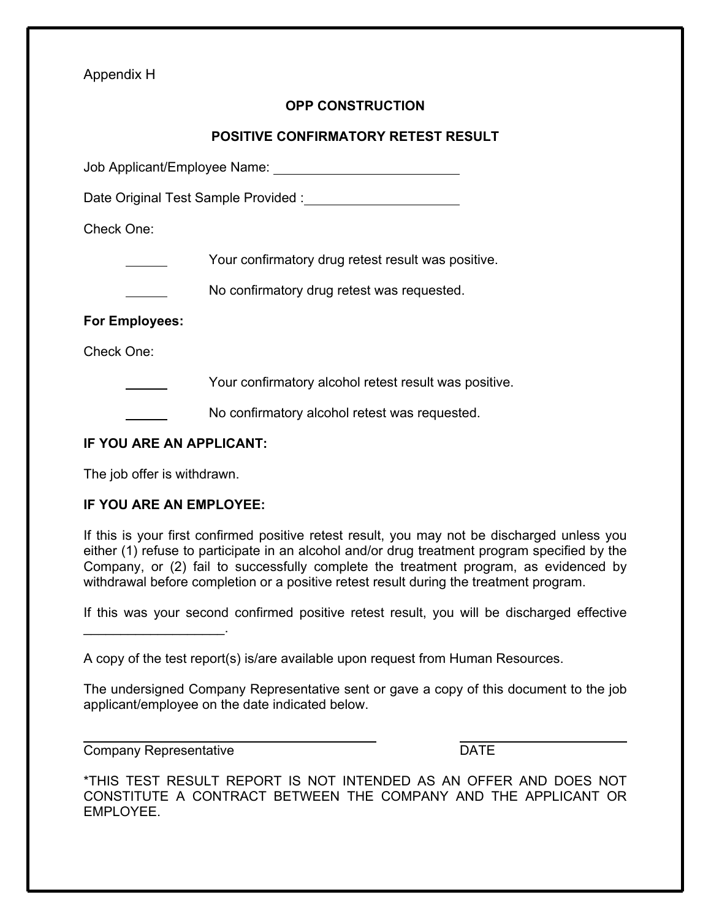Appendix H

**OPP CONSTRUCTION**

**POSITIVE CONFIRMATORY RETEST RESULT**

Job Applicant/Employee Name: ___________________________

Date Original Test Sample Provided :______________________

Check One:

______ Your confirmatory drug retest result was positive.

______ No confirmatory drug retest was requested.

**For Employees:**

Check One:

______ Your confirmatory alcohol retest result was positive.

______ No confirmatory alcohol retest was requested.

**IF YOU ARE AN APPLICANT:**

The job offer is withdrawn.

**IF YOU ARE AN EMPLOYEE:**

If this is your first confirmed positive retest result, you may not be discharged unless you either (1) refuse to participate in an alcohol and/or drug treatment program specified by the Company, or (2) fail to successfully complete the treatment program, as evidenced by withdrawal before completion or a positive retest result during the treatment program.

If this was your second confirmed positive retest result, you will be discharged effective ___________________.

A copy of the test report(s) is/are available upon request from Human Resources.

The undersigned Company Representative sent or gave a copy of this document to the job applicant/employee on the date indicated below.

______________________________________ ______________________

Company Representative DATE

*THIS TEST RESULT REPORT IS NOT INTENDED AS AN OFFER AND DOES NOT CONSTITUTE A CONTRACT BETWEEN THE COMPANY AND THE APPLICANT OR EMPLOYEE.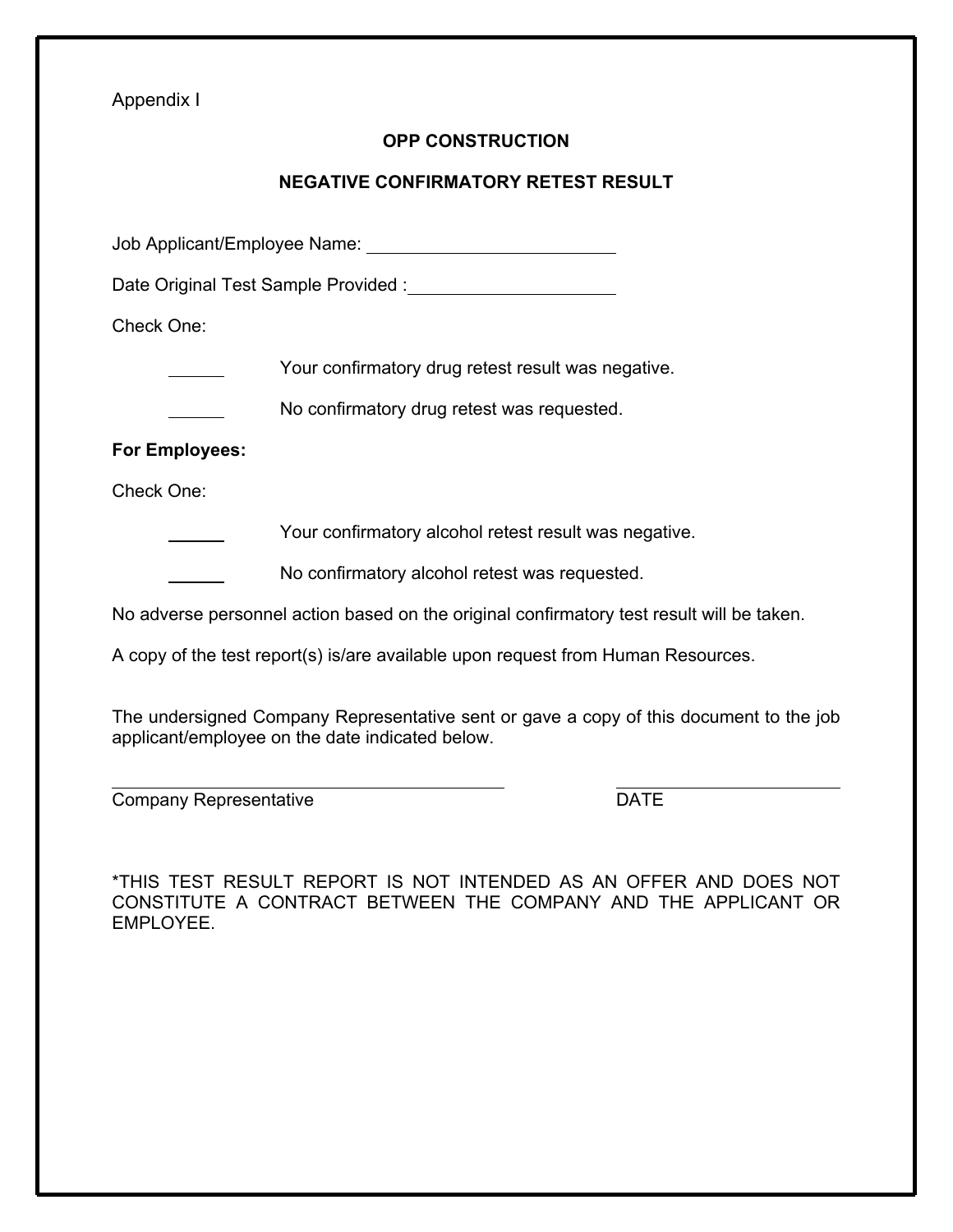Appendix I

**OPP CONSTRUCTION**

**NEGATIVE CONFIRMATORY RETEST RESULT**

Job Applicant/Employee Name: ____________________________

Date Original Test Sample Provided : ______________________

Check One:

______ Your confirmatory drug retest result was negative.

______ No confirmatory drug retest was requested.

**For Employees:**

Check One:

______ Your confirmatory alcohol retest result was negative.

______ No confirmatory alcohol retest was requested.

No adverse personnel action based on the original confirmatory test result will be taken.

A copy of the test report(s) is/are available upon request from Human Resources.

The undersigned Company Representative sent or gave a copy of this document to the job applicant/employee on the date indicated below.

_____________________________________ ______________________

Company Representative DATE

*THIS TEST RESULT REPORT IS NOT INTENDED AS AN OFFER AND DOES NOT CONSTITUTE A CONTRACT BETWEEN THE COMPANY AND THE APPLICANT OR EMPLOYEE.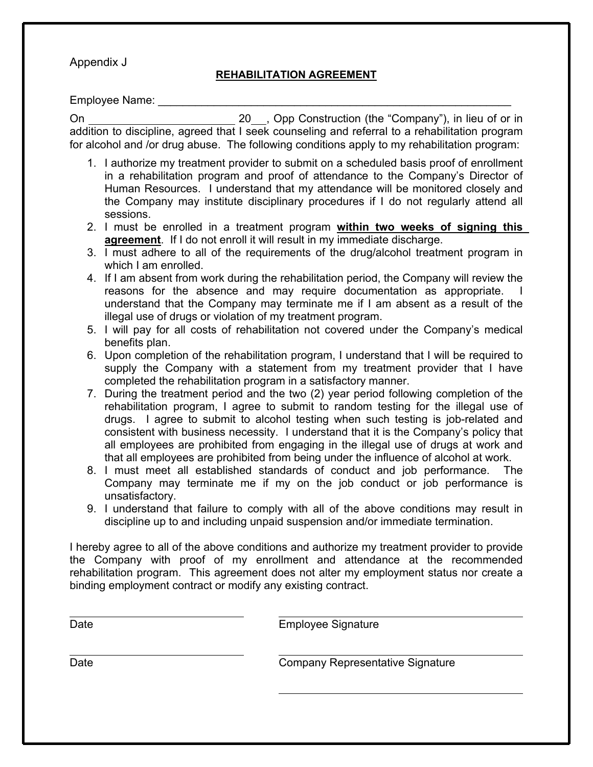Appendix J

## REHABILITATION AGREEMENT

Employee Name: ____________________________________________________________

On _________________________ 20___, Opp Construction (the "Company"), in lieu of or in addition to discipline, agreed that I seek counseling and referral to a rehabilitation program for alcohol and /or drug abuse. The following conditions apply to my rehabilitation program:

1. I authorize my treatment provider to submit on a scheduled basis proof of enrollment in a rehabilitation program and proof of attendance to the Company's Director of Human Resources. I understand that my attendance will be monitored closely and the Company may institute disciplinary procedures if I do not regularly attend all sessions.
2. I must be enrolled in a treatment program **within two weeks of signing this agreement**. If I do not enroll it will result in my immediate discharge.
3. I must adhere to all of the requirements of the drug/alcohol treatment program in which I am enrolled.
4. If I am absent from work during the rehabilitation period, the Company will review the reasons for the absence and may require documentation as appropriate. I understand that the Company may terminate me if I am absent as a result of the illegal use of drugs or violation of my treatment program.
5. I will pay for all costs of rehabilitation not covered under the Company's medical benefits plan.
6. Upon completion of the rehabilitation program, I understand that I will be required to supply the Company with a statement from my treatment provider that I have completed the rehabilitation program in a satisfactory manner.
7. During the treatment period and the two (2) year period following completion of the rehabilitation program, I agree to submit to random testing for the illegal use of drugs. I agree to submit to alcohol testing when such testing is job-related and consistent with business necessity. I understand that it is the Company's policy that all employees are prohibited from engaging in the illegal use of drugs at work and that all employees are prohibited from being under the influence of alcohol at work.
8. I must meet all established standards of conduct and job performance. The Company may terminate me if my on the job conduct or job performance is unsatisfactory.
9. I understand that failure to comply with all of the above conditions may result in discipline up to and including unpaid suspension and/or immediate termination.

I hereby agree to all of the above conditions and authorize my treatment provider to provide the Company with proof of my enrollment and attendance at the recommended rehabilitation program. This agreement does not alter my employment status nor create a binding employment contract or modify any existing contract.

______________________________ ______________________________

Date Employee Signature

______________________________ ______________________________

Date Company Representative Signature

______________________________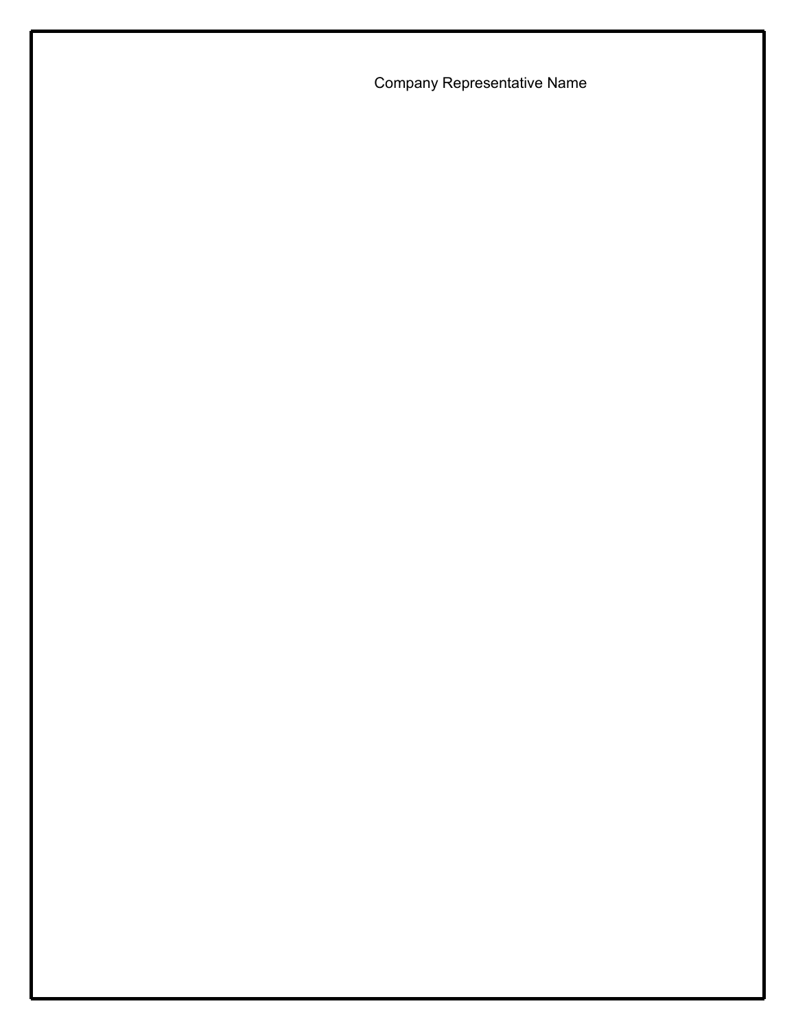Company Representative Name